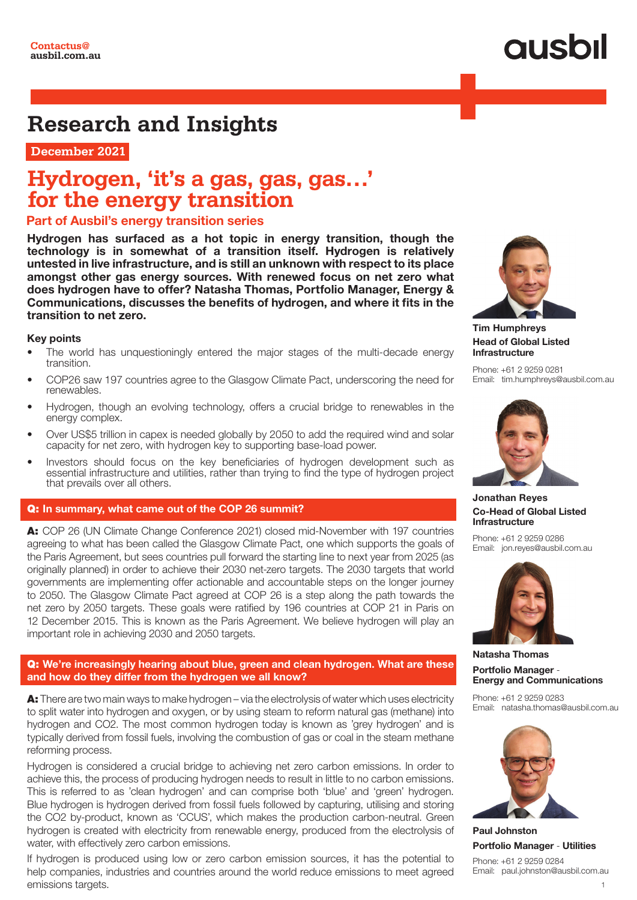Contactus@
ausbil.com.au

ausbil

# Research and Insights

**December 2021**

# Hydrogen, 'it's a gas, gas, gas…' for the energy transition

## Part of Ausbil's energy transition series

**Hydrogen has surfaced as a hot topic in energy transition, though the technology is in somewhat of a transition itself. Hydrogen is relatively untested in live infrastructure, and is still an unknown with respect to its place amongst other gas energy sources. With renewed focus on net zero what does hydrogen have to offer? Natasha Thomas, Portfolio Manager, Energy & Communications, discusses the benefits of hydrogen, and where it fits in the transition to net zero.**

### Key points

- The world has unquestioningly entered the major stages of the multi-decade energy transition.
- COP26 saw 197 countries agree to the Glasgow Climate Pact, underscoring the need for renewables.
- Hydrogen, though an evolving technology, offers a crucial bridge to renewables in the energy complex.
- Over US$5 trillion in capex is needed globally by 2050 to add the required wind and solar capacity for net zero, with hydrogen key to supporting base-load power.
- Investors should focus on the key beneficiaries of hydrogen development such as essential infrastructure and utilities, rather than trying to find the type of hydrogen project that prevails over all others.

### Q: In summary, what came out of the COP 26 summit?

**A:** COP 26 (UN Climate Change Conference 2021) closed mid-November with 197 countries agreeing to what has been called the Glasgow Climate Pact, one which supports the goals of the Paris Agreement, but sees countries pull forward the starting line to next year from 2025 (as originally planned) in order to achieve their 2030 net-zero targets. The 2030 targets that world governments are implementing offer actionable and accountable steps on the longer journey to 2050. The Glasgow Climate Pact agreed at COP 26 is a step along the path towards the net zero by 2050 targets. These goals were ratified by 196 countries at COP 21 in Paris on 12 December 2015. This is known as the Paris Agreement. We believe hydrogen will play an important role in achieving 2030 and 2050 targets.

### Q: We're increasingly hearing about blue, green and clean hydrogen. What are these and how do they differ from the hydrogen we all know?

**A:** There are two main ways to make hydrogen – via the electrolysis of water which uses electricity to split water into hydrogen and oxygen, or by using steam to reform natural gas (methane) into hydrogen and $CO_2$. The most common hydrogen today is known as 'grey hydrogen' and is typically derived from fossil fuels, involving the combustion of gas or coal in the steam methane reforming process.

Hydrogen is considered a crucial bridge to achieving net zero carbon emissions. In order to achieve this, the process of producing hydrogen needs to result in little to no carbon emissions. This is referred to as 'clean hydrogen' and can comprise both 'blue' and 'green' hydrogen. Blue hydrogen is hydrogen derived from fossil fuels followed by capturing, utilising and storing the $CO_2$ by-product, known as 'CCUS', which makes the production carbon-neutral. Green hydrogen is created with electricity from renewable energy, produced from the electrolysis of water, with effectively zero carbon emissions.

If hydrogen is produced using low or zero carbon emission sources, it has the potential to help companies, industries and countries around the world reduce emissions to meet agreed emissions targets.

**Tim Humphreys**
**Head of Global Listed Infrastructure**
Phone: +61 2 9259 0281
Email: tim.humphreys@ausbil.com.au

**Jonathan Reyes**
**Co-Head of Global Listed Infrastructure**
Phone: +61 2 9259 0286
Email: jon.reyes@ausbil.com.au

**Natasha Thomas**
**Portfolio Manager - Energy and Communications**
Phone: +61 2 9259 0283
Email: natasha.thomas@ausbil.com.au

**Paul Johnston**
**Portfolio Manager - Utilities**
Phone: +61 2 9259 0284
Email: paul.johnston@ausbil.com.au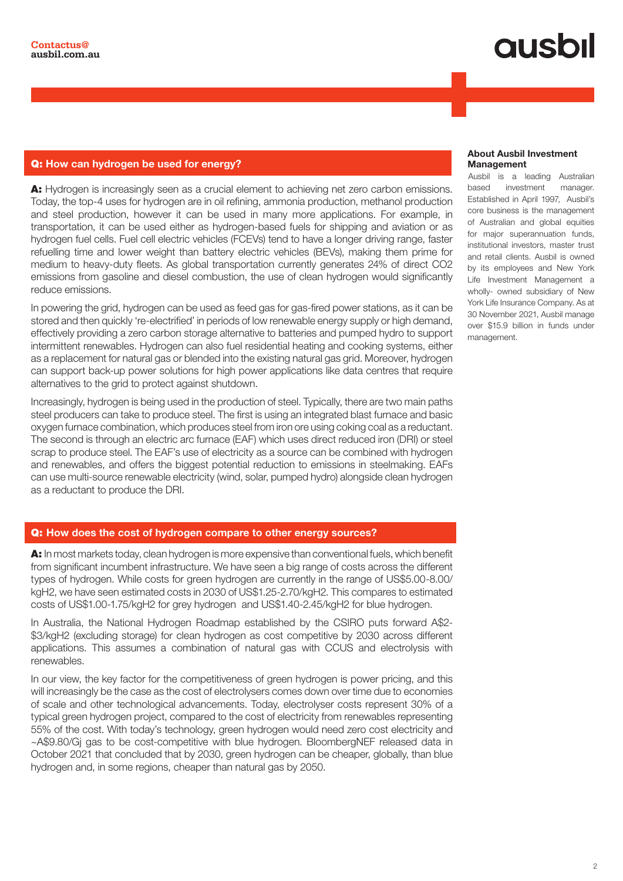## Q: How can hydrogen be used for energy?

**A:** Hydrogen is increasingly seen as a crucial element to achieving net zero carbon emissions. Today, the top-4 uses for hydrogen are in oil refining, ammonia production, methanol production and steel production, however it can be used in many more applications. For example, in transportation, it can be used either as hydrogen-based fuels for shipping and aviation or as hydrogen fuel cells. Fuel cell electric vehicles (FCEVs) tend to have a longer driving range, faster refuelling time and lower weight than battery electric vehicles (BEVs), making them prime for medium to heavy-duty fleets. As global transportation currently generates 24% of direct CO2 emissions from gasoline and diesel combustion, the use of clean hydrogen would significantly reduce emissions.

In powering the grid, hydrogen can be used as feed gas for gas-fired power stations, as it can be stored and then quickly 're-electrified' in periods of low renewable energy supply or high demand, effectively providing a zero carbon storage alternative to batteries and pumped hydro to support intermittent renewables. Hydrogen can also fuel residential heating and cooking systems, either as a replacement for natural gas or blended into the existing natural gas grid. Moreover, hydrogen can support back-up power solutions for high power applications like data centres that require alternatives to the grid to protect against shutdown.

Increasingly, hydrogen is being used in the production of steel. Typically, there are two main paths steel producers can take to produce steel. The first is using an integrated blast furnace and basic oxygen furnace combination, which produces steel from iron ore using coking coal as a reductant. The second is through an electric arc furnace (EAF) which uses direct reduced iron (DRI) or steel scrap to produce steel. The EAF's use of electricity as a source can be combined with hydrogen and renewables, and offers the biggest potential reduction to emissions in steelmaking. EAFs can use multi-source renewable electricity (wind, solar, pumped hydro) alongside clean hydrogen as a reductant to produce the DRI.

## Q: How does the cost of hydrogen compare to other energy sources?

**A:** In most markets today, clean hydrogen is more expensive than conventional fuels, which benefit from significant incumbent infrastructure. We have seen a big range of costs across the different types of hydrogen. While costs for green hydrogen are currently in the range of US$5.00-8.00/kgH2, we have seen estimated costs in 2030 of US$1.25-2.70/kgH2. This compares to estimated costs of US$1.00-1.75/kgH2 for grey hydrogen and US$1.40-2.45/kgH2 for blue hydrogen.

In Australia, the National Hydrogen Roadmap established by the CSIRO puts forward A$2-$3/kgH2 (excluding storage) for clean hydrogen as cost competitive by 2030 across different applications. This assumes a combination of natural gas with CCUS and electrolysis with renewables.

In our view, the key factor for the competitiveness of green hydrogen is power pricing, and this will increasingly be the case as the cost of electrolysers comes down over time due to economies of scale and other technological advancements. Today, electrolyser costs represent 30% of a typical green hydrogen project, compared to the cost of electricity from renewables representing 55% of the cost. With today's technology, green hydrogen would need zero cost electricity and ~A$9.80/Gj gas to be cost-competitive with blue hydrogen. BloombergNEF released data in October 2021 that concluded that by 2030, green hydrogen can be cheaper, globally, than blue hydrogen and, in some regions, cheaper than natural gas by 2050.

**About Ausbil Investment Management**

Ausbil is a leading Australian based investment manager. Established in April 1997, Ausbil's core business is the management of Australian and global equities for major superannuation funds, institutional investors, master trust and retail clients. Ausbil is owned by its employees and New York Life Investment Management a wholly- owned subsidiary of New York Life Insurance Company. As at 30 November 2021, Ausbil manage over $15.9 billion in funds under management.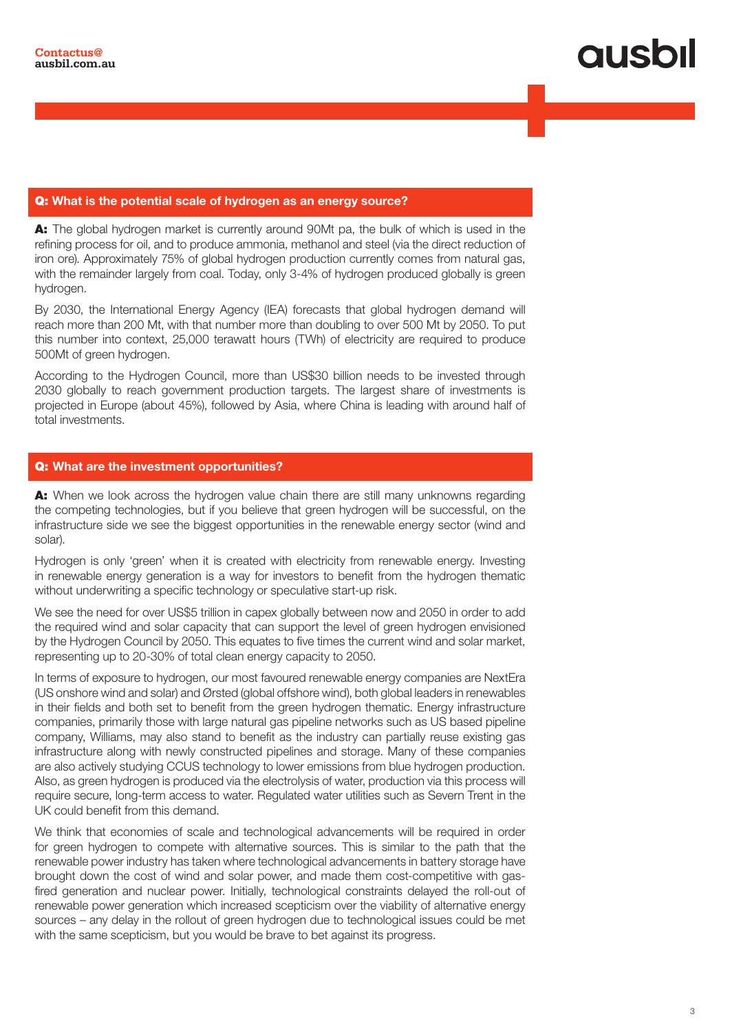## Q: What is the potential scale of hydrogen as an energy source?

**A:** The global hydrogen market is currently around 90Mt pa, the bulk of which is used in the refining process for oil, and to produce ammonia, methanol and steel (via the direct reduction of iron ore). Approximately 75% of global hydrogen production currently comes from natural gas, with the remainder largely from coal. Today, only 3-4% of hydrogen produced globally is green hydrogen.

By 2030, the International Energy Agency (IEA) forecasts that global hydrogen demand will reach more than 200 Mt, with that number more than doubling to over 500 Mt by 2050. To put this number into context, 25,000 terawatt hours (TWh) of electricity are required to produce 500Mt of green hydrogen.

According to the Hydrogen Council, more than US$30 billion needs to be invested through 2030 globally to reach government production targets. The largest share of investments is projected in Europe (about 45%), followed by Asia, where China is leading with around half of total investments.

## Q: What are the investment opportunities?

**A:** When we look across the hydrogen value chain there are still many unknowns regarding the competing technologies, but if you believe that green hydrogen will be successful, on the infrastructure side we see the biggest opportunities in the renewable energy sector (wind and solar).

Hydrogen is only 'green' when it is created with electricity from renewable energy. Investing in renewable energy generation is a way for investors to benefit from the hydrogen thematic without underwriting a specific technology or speculative start-up risk.

We see the need for over US$5 trillion in capex globally between now and 2050 in order to add the required wind and solar capacity that can support the level of green hydrogen envisioned by the Hydrogen Council by 2050. This equates to five times the current wind and solar market, representing up to 20-30% of total clean energy capacity to 2050.

In terms of exposure to hydrogen, our most favoured renewable energy companies are NextEra (US onshore wind and solar) and Ørsted (global offshore wind), both global leaders in renewables in their fields and both set to benefit from the green hydrogen thematic. Energy infrastructure companies, primarily those with large natural gas pipeline networks such as US based pipeline company, Williams, may also stand to benefit as the industry can partially reuse existing gas infrastructure along with newly constructed pipelines and storage. Many of these companies are also actively studying CCUS technology to lower emissions from blue hydrogen production. Also, as green hydrogen is produced via the electrolysis of water, production via this process will require secure, long-term access to water. Regulated water utilities such as Severn Trent in the UK could benefit from this demand.

We think that economies of scale and technological advancements will be required in order for green hydrogen to compete with alternative sources. This is similar to the path that the renewable power industry has taken where technological advancements in battery storage have brought down the cost of wind and solar power, and made them cost-competitive with gas-fired generation and nuclear power. Initially, technological constraints delayed the roll-out of renewable power generation which increased scepticism over the viability of alternative energy sources – any delay in the rollout of green hydrogen due to technological issues could be met with the same scepticism, but you would be brave to bet against its progress.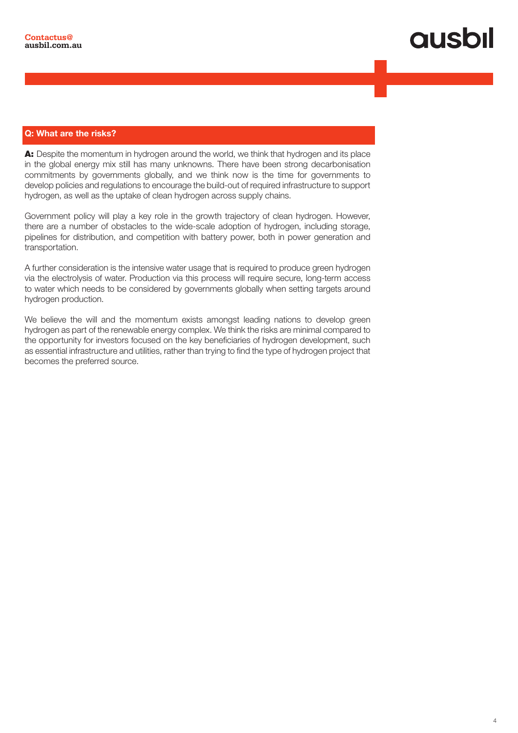## Q: What are the risks?

**A:** Despite the momentum in hydrogen around the world, we think that hydrogen and its place in the global energy mix still has many unknowns. There have been strong decarbonisation commitments by governments globally, and we think now is the time for governments to develop policies and regulations to encourage the build-out of required infrastructure to support hydrogen, as well as the uptake of clean hydrogen across supply chains.

Government policy will play a key role in the growth trajectory of clean hydrogen. However, there are a number of obstacles to the wide-scale adoption of hydrogen, including storage, pipelines for distribution, and competition with battery power, both in power generation and transportation.

A further consideration is the intensive water usage that is required to produce green hydrogen via the electrolysis of water. Production via this process will require secure, long-term access to water which needs to be considered by governments globally when setting targets around hydrogen production.

We believe the will and the momentum exists amongst leading nations to develop green hydrogen as part of the renewable energy complex. We think the risks are minimal compared to the opportunity for investors focused on the key beneficiaries of hydrogen development, such as essential infrastructure and utilities, rather than trying to find the type of hydrogen project that becomes the preferred source.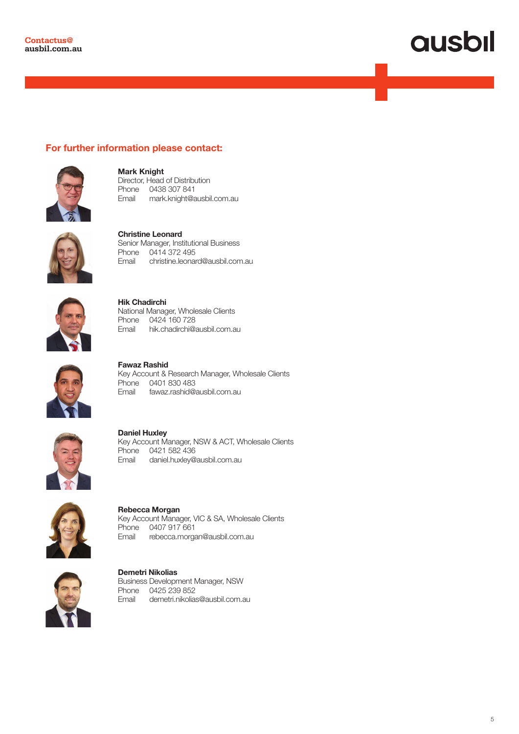Contactus@
ausbil.com.au

## For further information please contact:

**Mark Knight**
Director, Head of Distribution
Phone 0438 307 841
Email mark.knight@ausbil.com.au

**Christine Leonard**
Senior Manager, Institutional Business
Phone 0414 372 495
Email christine.leonard@ausbil.com.au

**Hik Chadirchi**
National Manager, Wholesale Clients
Phone 0424 160 728
Email hik.chadirchi@ausbil.com.au

**Fawaz Rashid**
Key Account & Research Manager, Wholesale Clients
Phone 0401 830 483
Email fawaz.rashid@ausbil.com.au

**Daniel Huxley**
Key Account Manager, NSW & ACT, Wholesale Clients
Phone 0421 582 436
Email daniel.huxley@ausbil.com.au

**Rebecca Morgan**
Key Account Manager, VIC & SA, Wholesale Clients
Phone 0407 917 661
Email rebecca.morgan@ausbil.com.au

**Demetri Nikolias**
Business Development Manager, NSW
Phone 0425 239 852
Email demetri.nikolias@ausbil.com.au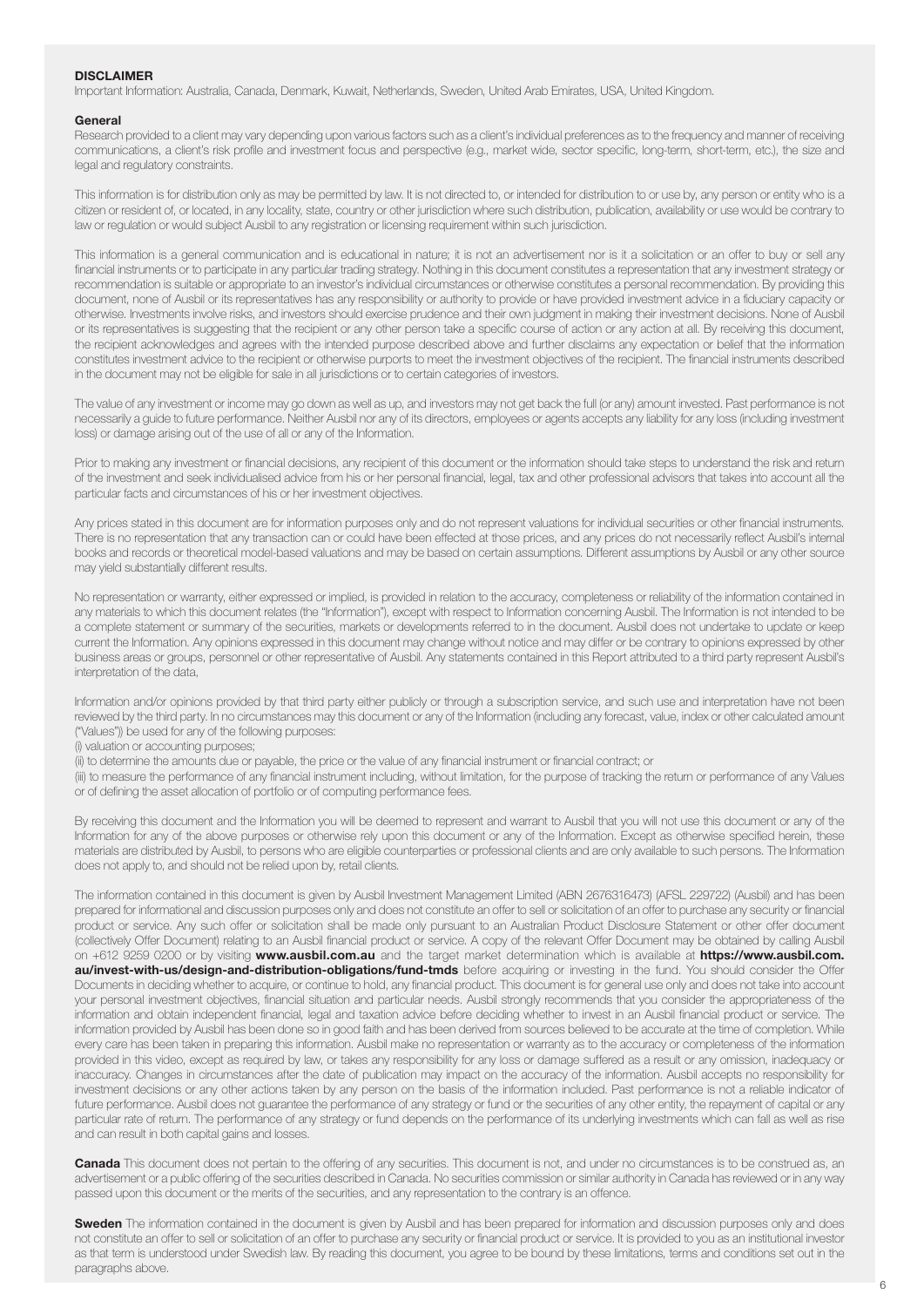## DISCLAIMER

Important Information: Australia, Canada, Denmark, Kuwait, Netherlands, Sweden, United Arab Emirates, USA, United Kingdom.

### General

Research provided to a client may vary depending upon various factors such as a client's individual preferences as to the frequency and manner of receiving communications, a client's risk profile and investment focus and perspective (e.g., market wide, sector specific, long-term, short-term, etc.), the size and legal and regulatory constraints.

This information is for distribution only as may be permitted by law. It is not directed to, or intended for distribution to or use by, any person or entity who is a citizen or resident of, or located, in any locality, state, country or other jurisdiction where such distribution, publication, availability or use would be contrary to law or regulation or would subject Ausbil to any registration or licensing requirement within such jurisdiction.

This information is a general communication and is educational in nature; it is not an advertisement nor is it a solicitation or an offer to buy or sell any financial instruments or to participate in any particular trading strategy. Nothing in this document constitutes a representation that any investment strategy or recommendation is suitable or appropriate to an investor's individual circumstances or otherwise constitutes a personal recommendation. By providing this document, none of Ausbil or its representatives has any responsibility or authority to provide or have provided investment advice in a fiduciary capacity or otherwise. Investments involve risks, and investors should exercise prudence and their own judgment in making their investment decisions. None of Ausbil or its representatives is suggesting that the recipient or any other person take a specific course of action or any action at all. By receiving this document, the recipient acknowledges and agrees with the intended purpose described above and further disclaims any expectation or belief that the information constitutes investment advice to the recipient or otherwise purports to meet the investment objectives of the recipient. The financial instruments described in the document may not be eligible for sale in all jurisdictions or to certain categories of investors.

The value of any investment or income may go down as well as up, and investors may not get back the full (or any) amount invested. Past performance is not necessarily a guide to future performance. Neither Ausbil nor any of its directors, employees or agents accepts any liability for any loss (including investment loss) or damage arising out of the use of all or any of the Information.

Prior to making any investment or financial decisions, any recipient of this document or the information should take steps to understand the risk and return of the investment and seek individualised advice from his or her personal financial, legal, tax and other professional advisors that takes into account all the particular facts and circumstances of his or her investment objectives.

Any prices stated in this document are for information purposes only and do not represent valuations for individual securities or other financial instruments. There is no representation that any transaction can or could have been effected at those prices, and any prices do not necessarily reflect Ausbil's internal books and records or theoretical model-based valuations and may be based on certain assumptions. Different assumptions by Ausbil or any other source may yield substantially different results.

No representation or warranty, either expressed or implied, is provided in relation to the accuracy, completeness or reliability of the information contained in any materials to which this document relates (the "Information"), except with respect to Information concerning Ausbil. The Information is not intended to be a complete statement or summary of the securities, markets or developments referred to in the document. Ausbil does not undertake to update or keep current the Information. Any opinions expressed in this document may change without notice and may differ or be contrary to opinions expressed by other business areas or groups, personnel or other representative of Ausbil. Any statements contained in this Report attributed to a third party represent Ausbil's interpretation of the data,

Information and/or opinions provided by that third party either publicly or through a subscription service, and such use and interpretation have not been reviewed by the third party. In no circumstances may this document or any of the Information (including any forecast, value, index or other calculated amount ("Values")) be used for any of the following purposes:

(i) valuation or accounting purposes;

(ii) to determine the amounts due or payable, the price or the value of any financial instrument or financial contract; or

(iii) to measure the performance of any financial instrument including, without limitation, for the purpose of tracking the return or performance of any Values or of defining the asset allocation of portfolio or of computing performance fees.

By receiving this document and the Information you will be deemed to represent and warrant to Ausbil that you will not use this document or any of the Information for any of the above purposes or otherwise rely upon this document or any of the Information. Except as otherwise specified herein, these materials are distributed by Ausbil, to persons who are eligible counterparties or professional clients and are only available to such persons. The Information does not apply to, and should not be relied upon by, retail clients.

The information contained in this document is given by Ausbil Investment Management Limited (ABN 2676316473) (AFSL 229722) (Ausbil) and has been prepared for informational and discussion purposes only and does not constitute an offer to sell or solicitation of an offer to purchase any security or financial product or service. Any such offer or solicitation shall be made only pursuant to an Australian Product Disclosure Statement or other offer document (collectively Offer Document) relating to an Ausbil financial product or service. A copy of the relevant Offer Document may be obtained by calling Ausbil on +612 9259 0200 or by visiting **www.ausbil.com.au** and the target market determination which is available at **https://www.ausbil.com.au/invest-with-us/design-and-distribution-obligations/fund-tmds** before acquiring or investing in the fund. You should consider the Offer Documents in deciding whether to acquire, or continue to hold, any financial product. This document is for general use only and does not take into account your personal investment objectives, financial situation and particular needs. Ausbil strongly recommends that you consider the appropriateness of the information and obtain independent financial, legal and taxation advice before deciding whether to invest in an Ausbil financial product or service. The information provided by Ausbil has been done so in good faith and has been derived from sources believed to be accurate at the time of completion. While every care has been taken in preparing this information. Ausbil make no representation or warranty as to the accuracy or completeness of the information provided in this video, except as required by law, or takes any responsibility for any loss or damage suffered as a result or any omission, inadequacy or inaccuracy. Changes in circumstances after the date of publication may impact on the accuracy of the information. Ausbil accepts no responsibility for investment decisions or any other actions taken by any person on the basis of the information included. Past performance is not a reliable indicator of future performance. Ausbil does not guarantee the performance of any strategy or fund or the securities of any other entity, the repayment of capital or any particular rate of return. The performance of any strategy or fund depends on the performance of its underlying investments which can fall as well as rise and can result in both capital gains and losses.

**Canada** This document does not pertain to the offering of any securities. This document is not, and under no circumstances is to be construed as, an advertisement or a public offering of the securities described in Canada. No securities commission or similar authority in Canada has reviewed or in any way passed upon this document or the merits of the securities, and any representation to the contrary is an offence.

**Sweden** The information contained in the document is given by Ausbil and has been prepared for information and discussion purposes only and does not constitute an offer to sell or solicitation of an offer to purchase any security or financial product or service. It is provided to you as an institutional investor as that term is understood under Swedish law. By reading this document, you agree to be bound by these limitations, terms and conditions set out in the paragraphs above.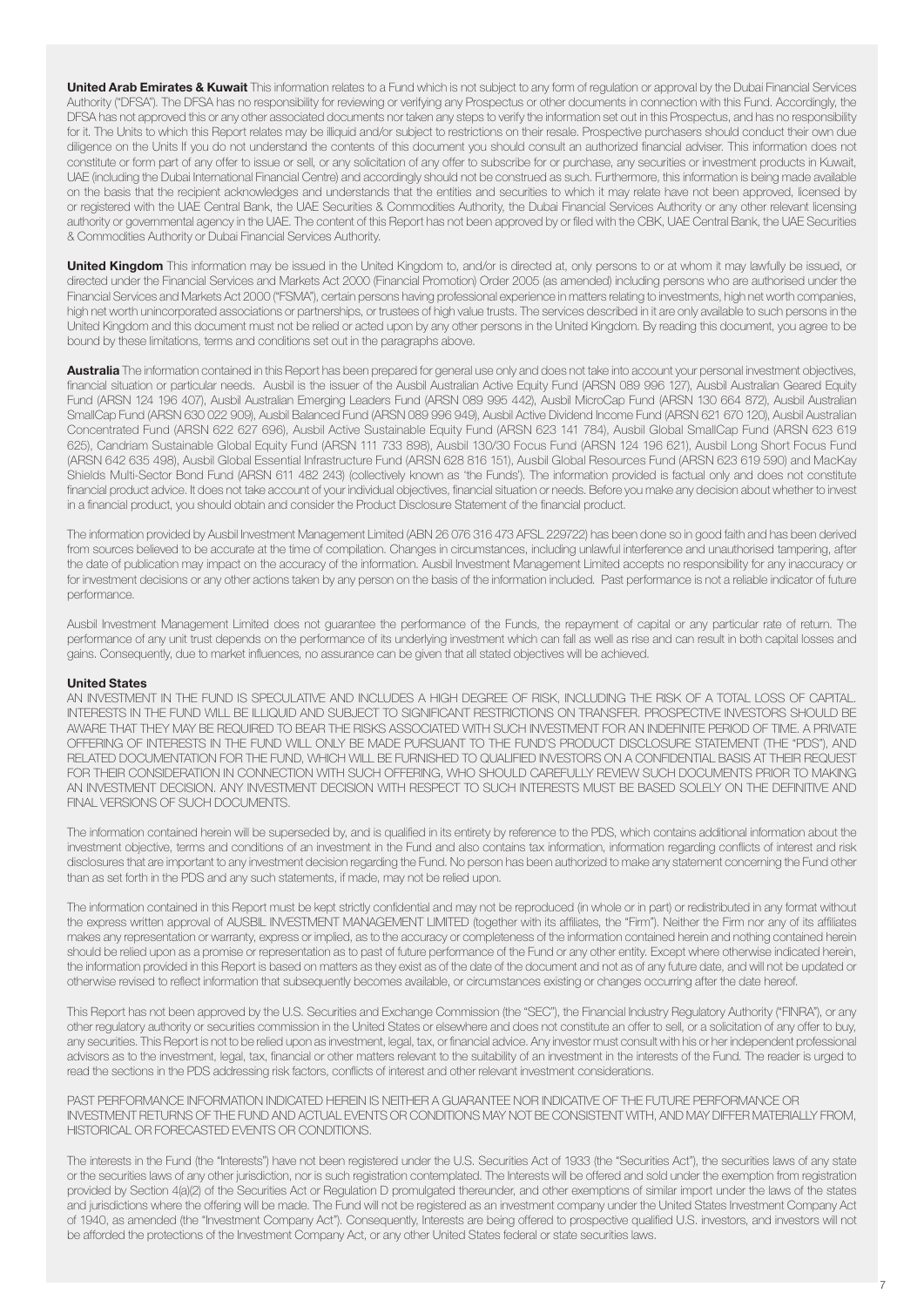**United Arab Emirates & Kuwait** This information relates to a Fund which is not subject to any form of regulation or approval by the Dubai Financial Services Authority ("DFSA"). The DFSA has no responsibility for reviewing or verifying any Prospectus or other documents in connection with this Fund. Accordingly, the DFSA has not approved this or any other associated documents nor taken any steps to verify the information set out in this Prospectus, and has no responsibility for it. The Units to which this Report relates may be illiquid and/or subject to restrictions on their resale. Prospective purchasers should conduct their own due diligence on the Units If you do not understand the contents of this document you should consult an authorized financial adviser. This information does not constitute or form part of any offer to issue or sell, or any solicitation of any offer to subscribe for or purchase, any securities or investment products in Kuwait, UAE (including the Dubai International Financial Centre) and accordingly should not be construed as such. Furthermore, this information is being made available on the basis that the recipient acknowledges and understands that the entities and securities to which it may relate have not been approved, licensed by or registered with the UAE Central Bank, the UAE Securities & Commodities Authority, the Dubai Financial Services Authority or any other relevant licensing authority or governmental agency in the UAE. The content of this Report has not been approved by or filed with the CBK, UAE Central Bank, the UAE Securities & Commodities Authority or Dubai Financial Services Authority.

**United Kingdom** This information may be issued in the United Kingdom to, and/or is directed at, only persons to or at whom it may lawfully be issued, or directed under the Financial Services and Markets Act 2000 (Financial Promotion) Order 2005 (as amended) including persons who are authorised under the Financial Services and Markets Act 2000 ("FSMA"), certain persons having professional experience in matters relating to investments, high net worth companies, high net worth unincorporated associations or partnerships, or trustees of high value trusts. The services described in it are only available to such persons in the United Kingdom and this document must not be relied or acted upon by any other persons in the United Kingdom. By reading this document, you agree to be bound by these limitations, terms and conditions set out in the paragraphs above.

**Australia** The information contained in this Report has been prepared for general use only and does not take into account your personal investment objectives, financial situation or particular needs. Ausbil is the issuer of the Ausbil Australian Active Equity Fund (ARSN 089 996 127), Ausbil Australian Geared Equity Fund (ARSN 124 196 407), Ausbil Australian Emerging Leaders Fund (ARSN 089 995 442), Ausbil MicroCap Fund (ARSN 130 664 872), Ausbil Australian SmallCap Fund (ARSN 630 022 909), Ausbil Balanced Fund (ARSN 089 996 949), Ausbil Active Dividend Income Fund (ARSN 621 670 120), Ausbil Australian Concentrated Fund (ARSN 622 627 696), Ausbil Active Sustainable Equity Fund (ARSN 623 141 784), Ausbil Global SmallCap Fund (ARSN 623 619 625), Candriam Sustainable Global Equity Fund (ARSN 111 733 898), Ausbil 130/30 Focus Fund (ARSN 124 196 621), Ausbil Long Short Focus Fund (ARSN 642 635 498), Ausbil Global Essential Infrastructure Fund (ARSN 628 816 151), Ausbil Global Resources Fund (ARSN 623 619 590) and MacKay Shields Multi-Sector Bond Fund (ARSN 611 482 243) (collectively known as 'the Funds'). The information provided is factual only and does not constitute financial product advice. It does not take account of your individual objectives, financial situation or needs. Before you make any decision about whether to invest in a financial product, you should obtain and consider the Product Disclosure Statement of the financial product.

The information provided by Ausbil Investment Management Limited (ABN 26 076 316 473 AFSL 229722) has been done so in good faith and has been derived from sources believed to be accurate at the time of compilation. Changes in circumstances, including unlawful interference and unauthorised tampering, after the date of publication may impact on the accuracy of the information. Ausbil Investment Management Limited accepts no responsibility for any inaccuracy or for investment decisions or any other actions taken by any person on the basis of the information included. Past performance is not a reliable indicator of future performance.

Ausbil Investment Management Limited does not guarantee the performance of the Funds, the repayment of capital or any particular rate of return. The performance of any unit trust depends on the performance of its underlying investment which can fall as well as rise and can result in both capital losses and gains. Consequently, due to market influences, no assurance can be given that all stated objectives will be achieved.

**United States**

AN INVESTMENT IN THE FUND IS SPECULATIVE AND INCLUDES A HIGH DEGREE OF RISK, INCLUDING THE RISK OF A TOTAL LOSS OF CAPITAL. INTERESTS IN THE FUND WILL BE ILLIQUID AND SUBJECT TO SIGNIFICANT RESTRICTIONS ON TRANSFER. PROSPECTIVE INVESTORS SHOULD BE AWARE THAT THEY MAY BE REQUIRED TO BEAR THE RISKS ASSOCIATED WITH SUCH INVESTMENT FOR AN INDEFINITE PERIOD OF TIME. A PRIVATE OFFERING OF INTERESTS IN THE FUND WILL ONLY BE MADE PURSUANT TO THE FUND'S PRODUCT DISCLOSURE STATEMENT (THE "PDS"), AND RELATED DOCUMENTATION FOR THE FUND, WHICH WILL BE FURNISHED TO QUALIFIED INVESTORS ON A CONFIDENTIAL BASIS AT THEIR REQUEST FOR THEIR CONSIDERATION IN CONNECTION WITH SUCH OFFERING, WHO SHOULD CAREFULLY REVIEW SUCH DOCUMENTS PRIOR TO MAKING AN INVESTMENT DECISION. ANY INVESTMENT DECISION WITH RESPECT TO SUCH INTERESTS MUST BE BASED SOLELY ON THE DEFINITIVE AND FINAL VERSIONS OF SUCH DOCUMENTS.

The information contained herein will be superseded by, and is qualified in its entirety by reference to the PDS, which contains additional information about the investment objective, terms and conditions of an investment in the Fund and also contains tax information, information regarding conflicts of interest and risk disclosures that are important to any investment decision regarding the Fund. No person has been authorized to make any statement concerning the Fund other than as set forth in the PDS and any such statements, if made, may not be relied upon.

The information contained in this Report must be kept strictly confidential and may not be reproduced (in whole or in part) or redistributed in any format without the express written approval of AUSBIL INVESTMENT MANAGEMENT LIMITED (together with its affiliates, the "Firm"). Neither the Firm nor any of its affiliates makes any representation or warranty, express or implied, as to the accuracy or completeness of the information contained herein and nothing contained herein should be relied upon as a promise or representation as to past of future performance of the Fund or any other entity. Except where otherwise indicated herein, the information provided in this Report is based on matters as they exist as of the date of the document and not as of any future date, and will not be updated or otherwise revised to reflect information that subsequently becomes available, or circumstances existing or changes occurring after the date hereof.

This Report has not been approved by the U.S. Securities and Exchange Commission (the "SEC"), the Financial Industry Regulatory Authority ("FINRA"), or any other regulatory authority or securities commission in the United States or elsewhere and does not constitute an offer to sell, or a solicitation of any offer to buy, any securities. This Report is not to be relied upon as investment, legal, tax, or financial advice. Any investor must consult with his or her independent professional advisors as to the investment, legal, tax, financial or other matters relevant to the suitability of an investment in the interests of the Fund. The reader is urged to read the sections in the PDS addressing risk factors, conflicts of interest and other relevant investment considerations.

PAST PERFORMANCE INFORMATION INDICATED HEREIN IS NEITHER A GUARANTEE NOR INDICATIVE OF THE FUTURE PERFORMANCE OR INVESTMENT RETURNS OF THE FUND AND ACTUAL EVENTS OR CONDITIONS MAY NOT BE CONSISTENT WITH, AND MAY DIFFER MATERIALLY FROM, HISTORICAL OR FORECASTED EVENTS OR CONDITIONS.

The interests in the Fund (the "Interests") have not been registered under the U.S. Securities Act of 1933 (the "Securities Act"), the securities laws of any state or the securities laws of any other jurisdiction, nor is such registration contemplated. The Interests will be offered and sold under the exemption from registration provided by Section 4(a)(2) of the Securities Act or Regulation D promulgated thereunder, and other exemptions of similar import under the laws of the states and jurisdictions where the offering will be made. The Fund will not be registered as an investment company under the United States Investment Company Act of 1940, as amended (the "Investment Company Act"). Consequently, Interests are being offered to prospective qualified U.S. investors, and investors will not be afforded the protections of the Investment Company Act, or any other United States federal or state securities laws.